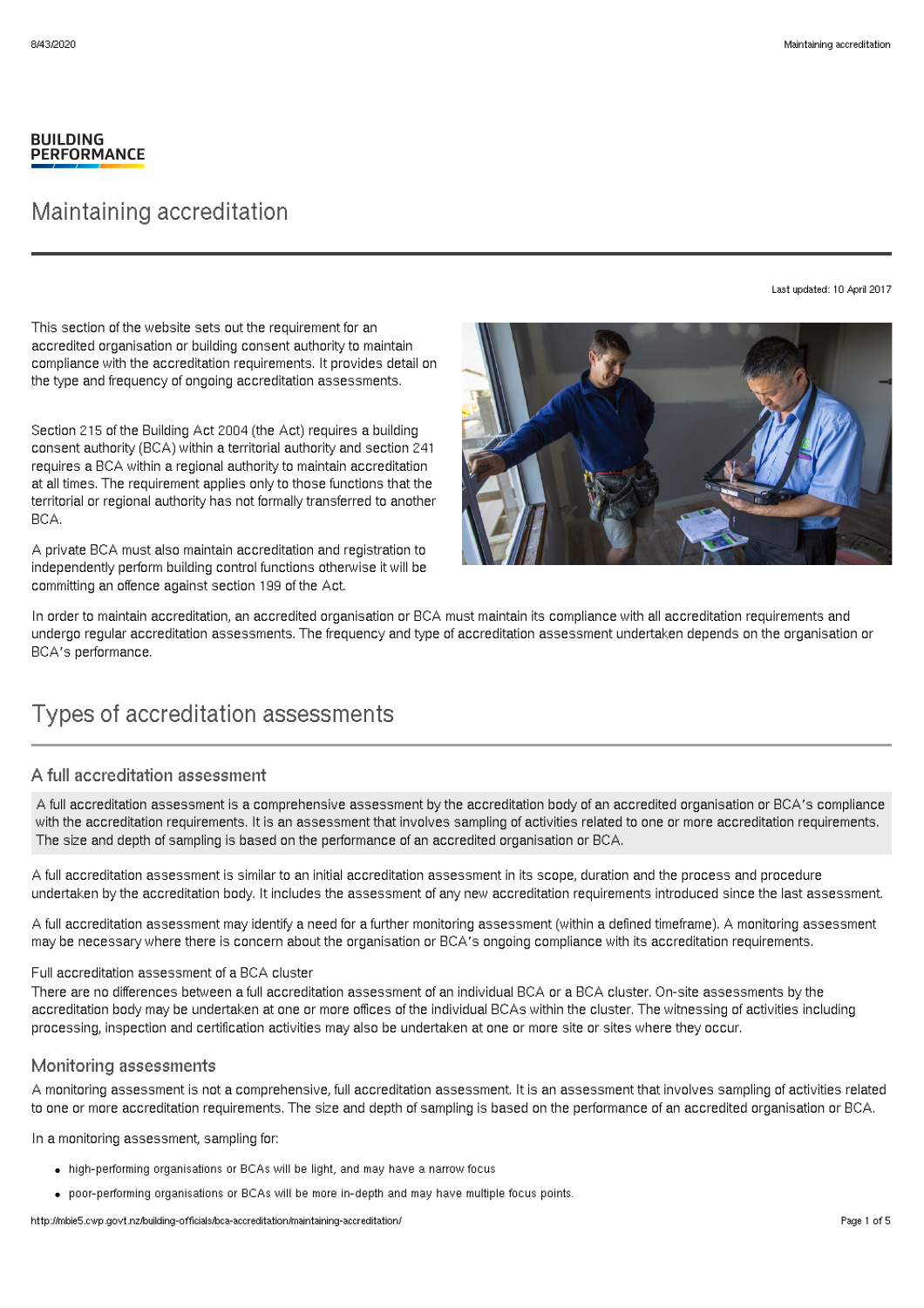BUILDING PERFORMANCE

# Maintaining accreditation

Last updated: 10 April 2017

This section of the website sets out the requirement for an accredited organisation or building consent authority to maintain compliance with the accreditation requirements. It provides detail on the type and frequency of ongoing accreditation assessments.

Section 215 of the Building Act 2004 (the Act) requires a building consent authority (BCA) within a territorial authority and section 241 requires a BCA within a regional authority to maintain accreditation at all times. The requirement applies only to those functions that the territorial or regional authority has not formally transferred to another BCA.

A private BCA must also maintain accreditation and registration to independently perform building control functions otherwise it will be committing an offence against section 199 of the Act.

In order to maintain accreditation, an accredited organisation or BCA must maintain its compliance with all accreditation requirements and undergo regular accreditation assessments. The frequency and type of accreditation assessment undertaken depends on the organisation or BCA's performance.

## Types of accreditation assessments

### A full accreditation assessment

A full accreditation assessment is a comprehensive assessment by the accreditation body of an accredited organisation or BCA's compliance with the accreditation requirements. It is an assessment that involves sampling of activities related to one or more accreditation requirements. The size and depth of sampling is based on the performance of an accredited organisation or BCA.

A full accreditation assessment is similar to an initial accreditation assessment in its scope, duration and the process and procedure undertaken by the accreditation body. It includes the assessment of any new accreditation requirements introduced since the last assessment.

A full accreditation assessment may identify a need for a further monitoring assessment (within a defined timeframe). A monitoring assessment may be necessary where there is concern about the organisation or BCA's ongoing compliance with its accreditation requirements.

Full accreditation assessment of a BCA cluster

There are no differences between a full accreditation assessment of an individual BCA or a BCA cluster. On-site assessments by the accreditation body may be undertaken at one or more offices of the individual BCAs within the cluster. The witnessing of activities including processing, inspection and certification activities may also be undertaken at one or more site or sites where they occur.

### Monitoring assessments

A monitoring assessment is not a comprehensive, full accreditation assessment. It is an assessment that involves sampling of activities related to one or more accreditation requirements. The size and depth of sampling is based on the performance of an accredited organisation or BCA.

In a monitoring assessment, sampling for:

- high-performing organisations or BCAs will be light, and may have a narrow focus
- poor-performing organisations or BCAs will be more in-depth and may have multiple focus points.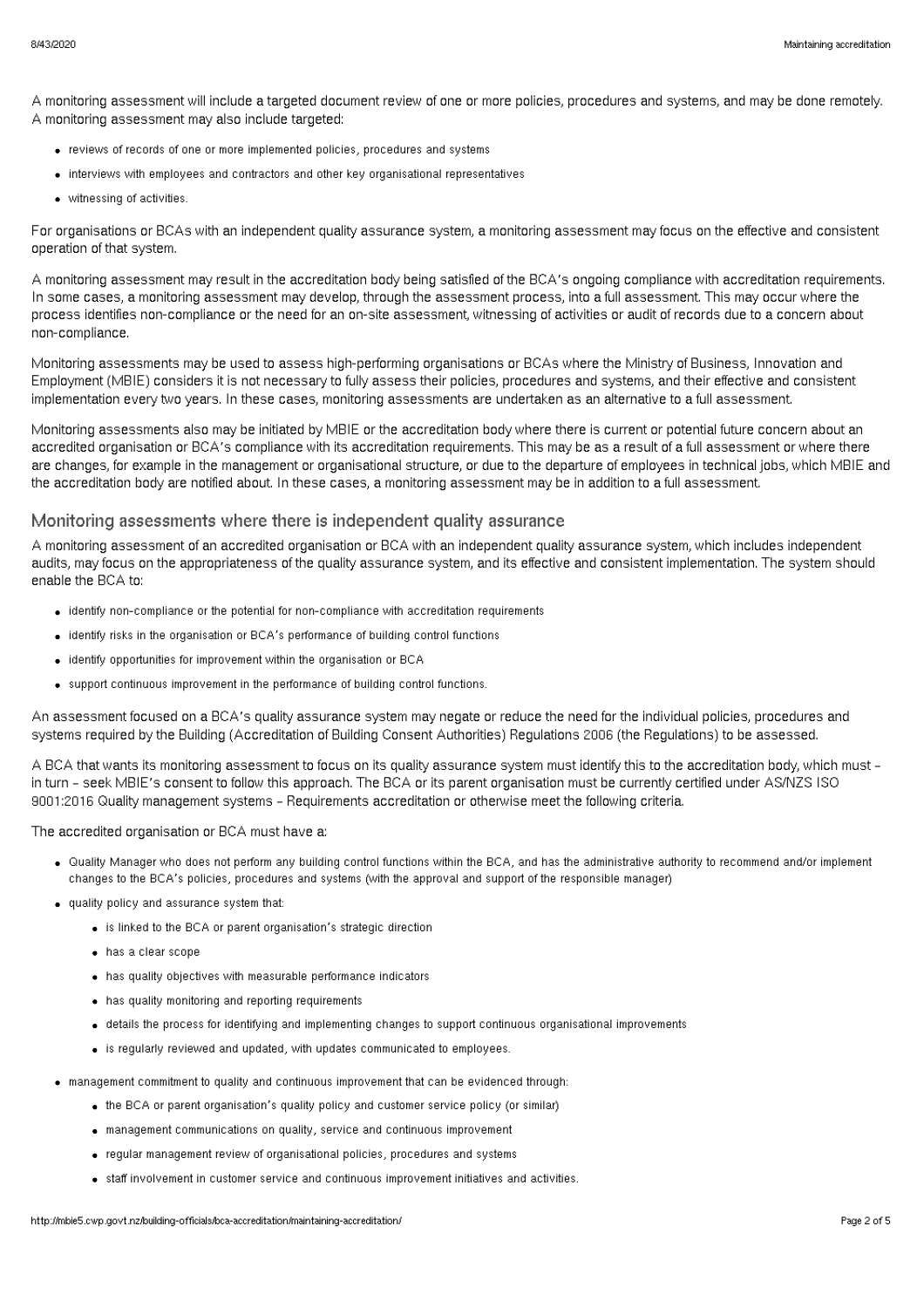A monitoring assessment will include a targeted document review of one or more policies, procedures and systems, and may be done remotely. A monitoring assessment may also include targeted:

- reviews of records of one or more implemented policies, procedures and systems
- interviews with employees and contractors and other key organisational representatives
- witnessing of activities.

For organisations or BCAs with an independent quality assurance system, a monitoring assessment may focus on the effective and consistent operation of that system.

A monitoring assessment may result in the accreditation body being satisfied of the BCA's ongoing compliance with accreditation requirements. In some cases, a monitoring assessment may develop, through the assessment process, into a full assessment. This may occur where the process identifies non-compliance or the need for an on-site assessment, witnessing of activities or audit of records due to a concern about non-compliance.

Monitoring assessments may be used to assess high-performing organisations or BCAs where the Ministry of Business, Innovation and Employment (MBIE) considers it is not necessary to fully assess their policies, procedures and systems, and their effective and consistent implementation every two years. In these cases, monitoring assessments are undertaken as an alternative to a full assessment.

Monitoring assessments also may be initiated by MBIE or the accreditation body where there is current or potential future concern about an accredited organisation or BCA's compliance with its accreditation requirements. This may be as a result of a full assessment or where there are changes, for example in the management or organisational structure, or due to the departure of employees in technical jobs, which MBIE and the accreditation body are notified about. In these cases, a monitoring assessment may be in addition to a full assessment.

## Monitoring assessments where there is independent quality assurance

A monitoring assessment of an accredited organisation or BCA with an independent quality assurance system, which includes independent audits, may focus on the appropriateness of the quality assurance system, and its effective and consistent implementation. The system should enable the BCA to:

- identify non-compliance or the potential for non-compliance with accreditation requirements
- identify risks in the organisation or BCA's performance of building control functions
- identify opportunities for improvement within the organisation or BCA
- support continuous improvement in the performance of building control functions.

An assessment focused on a BCA's quality assurance system may negate or reduce the need for the individual policies, procedures and systems required by the Building (Accreditation of Building Consent Authorities) Regulations 2006 (the Regulations) to be assessed.

A BCA that wants its monitoring assessment to focus on its quality assurance system must identify this to the accreditation body, which must – in turn – seek MBIE's consent to follow this approach. The BCA or its parent organisation must be currently certified under AS/NZS ISO 9001:2016 Quality management systems – Requirements accreditation or otherwise meet the following criteria.

The accredited organisation or BCA must have a:

- Quality Manager who does not perform any building control functions within the BCA, and has the administrative authority to recommend and/or implement changes to the BCA's policies, procedures and systems (with the approval and support of the responsible manager)
- quality policy and assurance system that:
  - is linked to the BCA or parent organisation's strategic direction
  - has a clear scope
  - has quality objectives with measurable performance indicators
  - has quality monitoring and reporting requirements
  - details the process for identifying and implementing changes to support continuous organisational improvements
  - is regularly reviewed and updated, with updates communicated to employees.
- management commitment to quality and continuous improvement that can be evidenced through:
  - the BCA or parent organisation's quality policy and customer service policy (or similar)
  - management communications on quality, service and continuous improvement
  - regular management review of organisational policies, procedures and systems
  - staff involvement in customer service and continuous improvement initiatives and activities.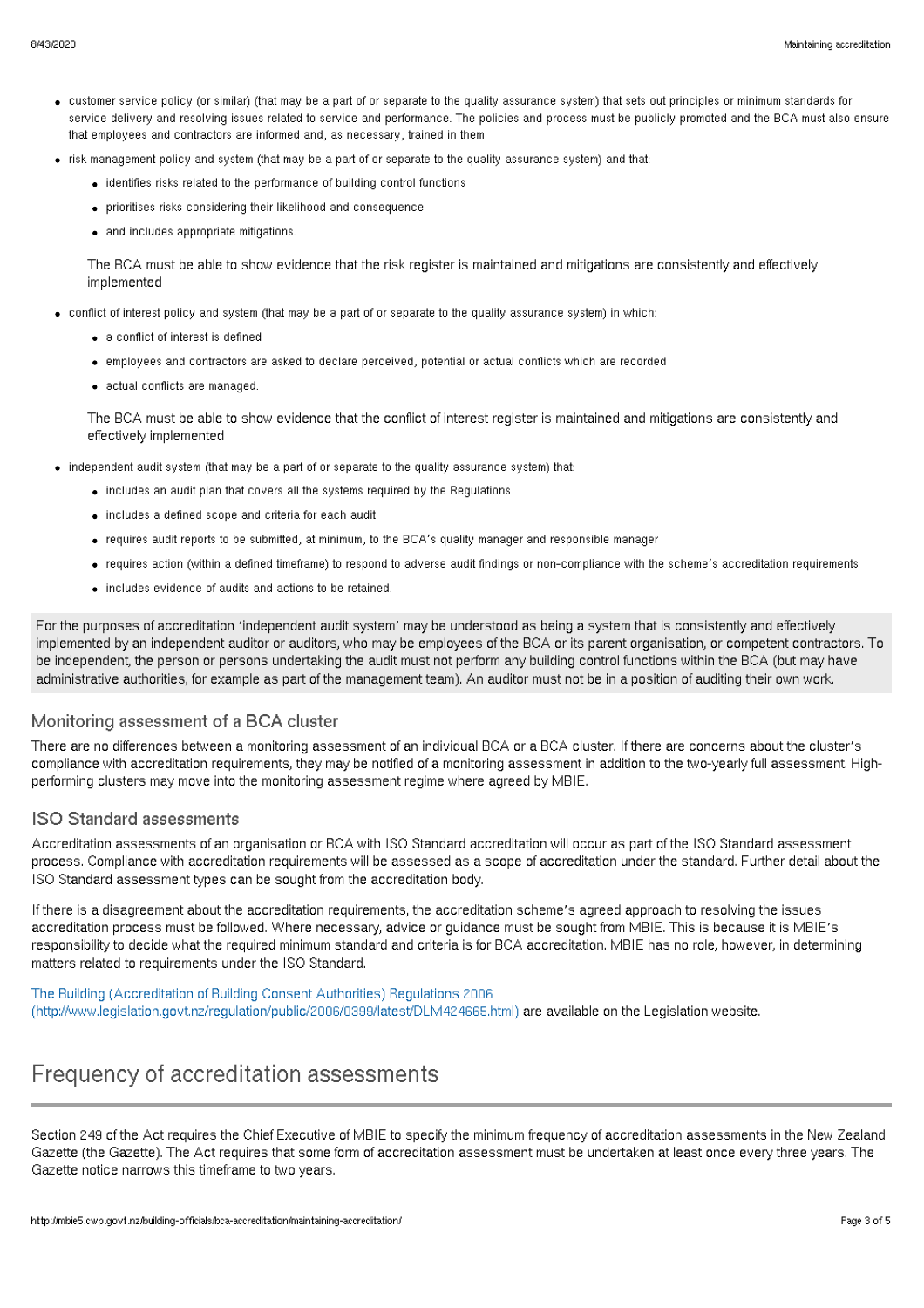- customer service policy (or similar) (that may be a part of or separate to the quality assurance system) that sets out principles or minimum standards for service delivery and resolving issues related to service and performance. The policies and process must be publicly promoted and the BCA must also ensure that employees and contractors are informed and, as necessary, trained in them
- risk management policy and system (that may be a part of or separate to the quality assurance system) and that:
  - identifies risks related to the performance of building control functions
  - prioritises risks considering their likelihood and consequence
  - and includes appropriate mitigations.

  The BCA must be able to show evidence that the risk register is maintained and mitigations are consistently and effectively implemented
- conflict of interest policy and system (that may be a part of or separate to the quality assurance system) in which:
  - a conflict of interest is defined
  - employees and contractors are asked to declare perceived, potential or actual conflicts which are recorded
  - actual conflicts are managed.

  The BCA must be able to show evidence that the conflict of interest register is maintained and mitigations are consistently and effectively implemented
- independent audit system (that may be a part of or separate to the quality assurance system) that:
  - includes an audit plan that covers all the systems required by the Regulations
  - includes a defined scope and criteria for each audit
  - requires audit reports to be submitted, at minimum, to the BCA's quality manager and responsible manager
  - requires action (within a defined timeframe) to respond to adverse audit findings or non-compliance with the scheme's accreditation requirements
  - includes evidence of audits and actions to be retained.

For the purposes of accreditation 'independent audit system' may be understood as being a system that is consistently and effectively implemented by an independent auditor or auditors, who may be employees of the BCA or its parent organisation, or competent contractors. To be independent, the person or persons undertaking the audit must not perform any building control functions within the BCA (but may have administrative authorities, for example as part of the management team). An auditor must not be in a position of auditing their own work.

### Monitoring assessment of a BCA cluster

There are no differences between a monitoring assessment of an individual BCA or a BCA cluster. If there are concerns about the cluster's compliance with accreditation requirements, they may be notified of a monitoring assessment in addition to the two-yearly full assessment. High-performing clusters may move into the monitoring assessment regime where agreed by MBIE.

### ISO Standard assessments

Accreditation assessments of an organisation or BCA with ISO Standard accreditation will occur as part of the ISO Standard assessment process. Compliance with accreditation requirements will be assessed as a scope of accreditation under the standard. Further detail about the ISO Standard assessment types can be sought from the accreditation body.

If there is a disagreement about the accreditation requirements, the accreditation scheme's agreed approach to resolving the issues accreditation process must be followed. Where necessary, advice or guidance must be sought from MBIE. This is because it is MBIE's responsibility to decide what the required minimum standard and criteria is for BCA accreditation. MBIE has no role, however, in determining matters related to requirements under the ISO Standard.

[The Building (Accreditation of Building Consent Authorities) Regulations 2006 (http://www.legislation.govt.nz/regulation/public/2006/0399/latest/DLM424665.html)](http://www.legislation.govt.nz/regulation/public/2006/0399/latest/DLM424665.html) are available on the Legislation website.

## Frequency of accreditation assessments

Section 249 of the Act requires the Chief Executive of MBIE to specify the minimum frequency of accreditation assessments in the New Zealand Gazette (the Gazette). The Act requires that some form of accreditation assessment must be undertaken at least once every three years. The Gazette notice narrows this timeframe to two years.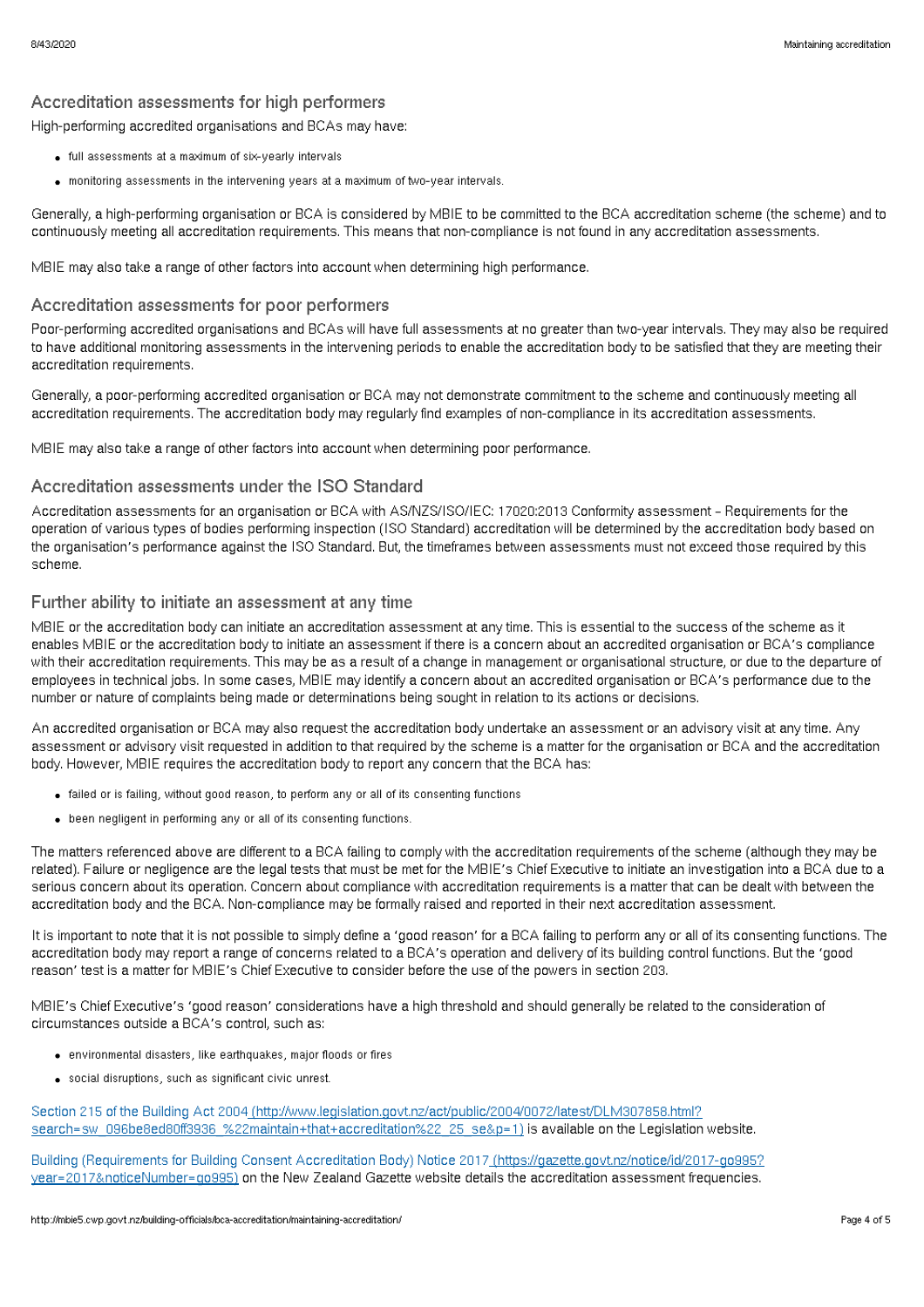## Accreditation assessments for high performers

High-performing accredited organisations and BCAs may have:

- full assessments at a maximum of six-yearly intervals
- monitoring assessments in the intervening years at a maximum of two-year intervals.

Generally, a high-performing organisation or BCA is considered by MBIE to be committed to the BCA accreditation scheme (the scheme) and to continuously meeting all accreditation requirements. This means that non-compliance is not found in any accreditation assessments.

MBIE may also take a range of other factors into account when determining high performance.

## Accreditation assessments for poor performers

Poor-performing accredited organisations and BCAs will have full assessments at no greater than two-year intervals. They may also be required to have additional monitoring assessments in the intervening periods to enable the accreditation body to be satisfied that they are meeting their accreditation requirements.

Generally, a poor-performing accredited organisation or BCA may not demonstrate commitment to the scheme and continuously meeting all accreditation requirements. The accreditation body may regularly find examples of non-compliance in its accreditation assessments.

MBIE may also take a range of other factors into account when determining poor performance.

## Accreditation assessments under the ISO Standard

Accreditation assessments for an organisation or BCA with AS/NZS/ISO/IEC: 17020:2013 Conformity assessment – Requirements for the operation of various types of bodies performing inspection (ISO Standard) accreditation will be determined by the accreditation body based on the organisation's performance against the ISO Standard. But, the timeframes between assessments must not exceed those required by this scheme.

## Further ability to initiate an assessment at any time

MBIE or the accreditation body can initiate an accreditation assessment at any time. This is essential to the success of the scheme as it enables MBIE or the accreditation body to initiate an assessment if there is a concern about an accredited organisation or BCA's compliance with their accreditation requirements. This may be as a result of a change in management or organisational structure, or due to the departure of employees in technical jobs. In some cases, MBIE may identify a concern about an accredited organisation or BCA's performance due to the number or nature of complaints being made or determinations being sought in relation to its actions or decisions.

An accredited organisation or BCA may also request the accreditation body undertake an assessment or an advisory visit at any time. Any assessment or advisory visit requested in addition to that required by the scheme is a matter for the organisation or BCA and the accreditation body. However, MBIE requires the accreditation body to report any concern that the BCA has:

- failed or is failing, without good reason, to perform any or all of its consenting functions
- been negligent in performing any or all of its consenting functions.

The matters referenced above are different to a BCA failing to comply with the accreditation requirements of the scheme (although they may be related). Failure or negligence are the legal tests that must be met for the MBIE's Chief Executive to initiate an investigation into a BCA due to a serious concern about its operation. Concern about compliance with accreditation requirements is a matter that can be dealt with between the accreditation body and the BCA. Non-compliance may be formally raised and reported in their next accreditation assessment.

It is important to note that it is not possible to simply define a 'good reason' for a BCA failing to perform any or all of its consenting functions. The accreditation body may report a range of concerns related to a BCA's operation and delivery of its building control functions. But the 'good reason' test is a matter for MBIE's Chief Executive to consider before the use of the powers in section 203.

MBIE's Chief Executive's 'good reason' considerations have a high threshold and should generally be related to the consideration of circumstances outside a BCA's control, such as:

- environmental disasters, like earthquakes, major floods or fires
- social disruptions, such as significant civic unrest.

[Section 215 of the Building Act 2004 (http://www.legislation.govt.nz/act/public/2004/0072/latest/DLM307858.html?search=sw_096be8ed80ff3936_%22maintain+that+accreditation%22_25_se&p=1)](http://www.legislation.govt.nz/act/public/2004/0072/latest/DLM307858.html?search=sw_096be8ed80ff3936_%22maintain+that+accreditation%22_25_se&p=1) is available on the Legislation website.

[Building (Requirements for Building Consent Accreditation Body) Notice 2017 (https://gazette.govt.nz/notice/id/2017-go995?year=2017&noticeNumber=go995)](https://gazette.govt.nz/notice/id/2017-go995?year=2017&noticeNumber=go995) on the New Zealand Gazette website details the accreditation assessment frequencies.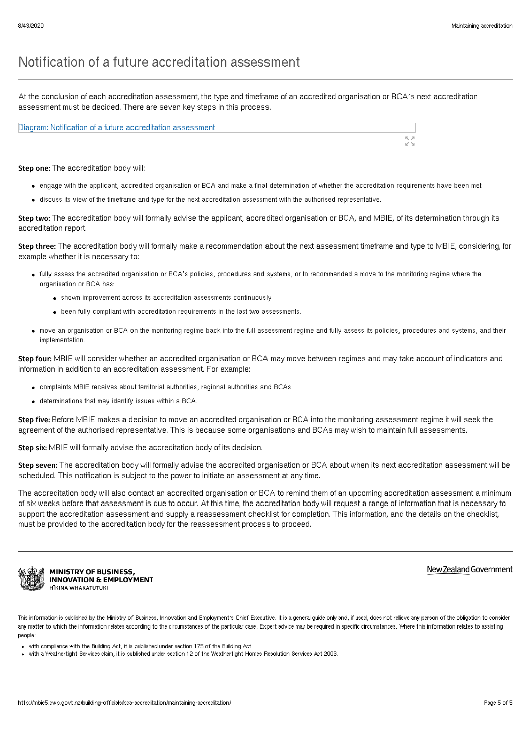# Notification of a future accreditation assessment

At the conclusion of each accreditation assessment, the type and timeframe of an accredited organisation or BCA's next accreditation assessment must be decided. There are seven key steps in this process.

Diagram: Notification of a future accreditation assessment

**Step one:** The accreditation body will:

- engage with the applicant, accredited organisation or BCA and make a final determination of whether the accreditation requirements have been met
- discuss its view of the timeframe and type for the next accreditation assessment with the authorised representative.

**Step two:** The accreditation body will formally advise the applicant, accredited organisation or BCA, and MBIE, of its determination through its accreditation report.

**Step three:** The accreditation body will formally make a recommendation about the next assessment timeframe and type to MBIE, considering, for example whether it is necessary to:

- fully assess the accredited organisation or BCA's policies, procedures and systems, or to recommended a move to the monitoring regime where the organisation or BCA has:
  - shown improvement across its accreditation assessments continuously
  - been fully compliant with accreditation requirements in the last two assessments.
- move an organisation or BCA on the monitoring regime back into the full assessment regime and fully assess its policies, procedures and systems, and their implementation.

**Step four:** MBIE will consider whether an accredited organisation or BCA may move between regimes and may take account of indicators and information in addition to an accreditation assessment. For example:

- complaints MBIE receives about territorial authorities, regional authorities and BCAs
- determinations that may identify issues within a BCA.

**Step five:** Before MBIE makes a decision to move an accredited organisation or BCA into the monitoring assessment regime it will seek the agreement of the authorised representative. This is because some organisations and BCAs may wish to maintain full assessments.

**Step six:** MBIE will formally advise the accreditation body of its decision.

**Step seven:** The accreditation body will formally advise the accredited organisation or BCA about when its next accreditation assessment will be scheduled. This notification is subject to the power to initiate an assessment at any time.

The accreditation body will also contact an accredited organisation or BCA to remind them of an upcoming accreditation assessment a minimum of six weeks before that assessment is due to occur. At this time, the accreditation body will request a range of information that is necessary to support the accreditation assessment and supply a reassessment checklist for completion. This information, and the details on the checklist, must be provided to the accreditation body for the reassessment process to proceed.

MINISTRY OF BUSINESS, INNOVATION & EMPLOYMENT
HĪKINA WHAKATUTUKI

New Zealand Government

This information is published by the Ministry of Business, Innovation and Employment's Chief Executive. It is a general guide only and, if used, does not relieve any person of the obligation to consider any matter to which the information relates according to the circumstances of the particular case. Expert advice may be required in specific circumstances. Where this information relates to assisting people:

- with compliance with the Building Act, it is published under section 175 of the Building Act
- with a Weathertight Services claim, it is published under section 12 of the Weathertight Homes Resolution Services Act 2006.